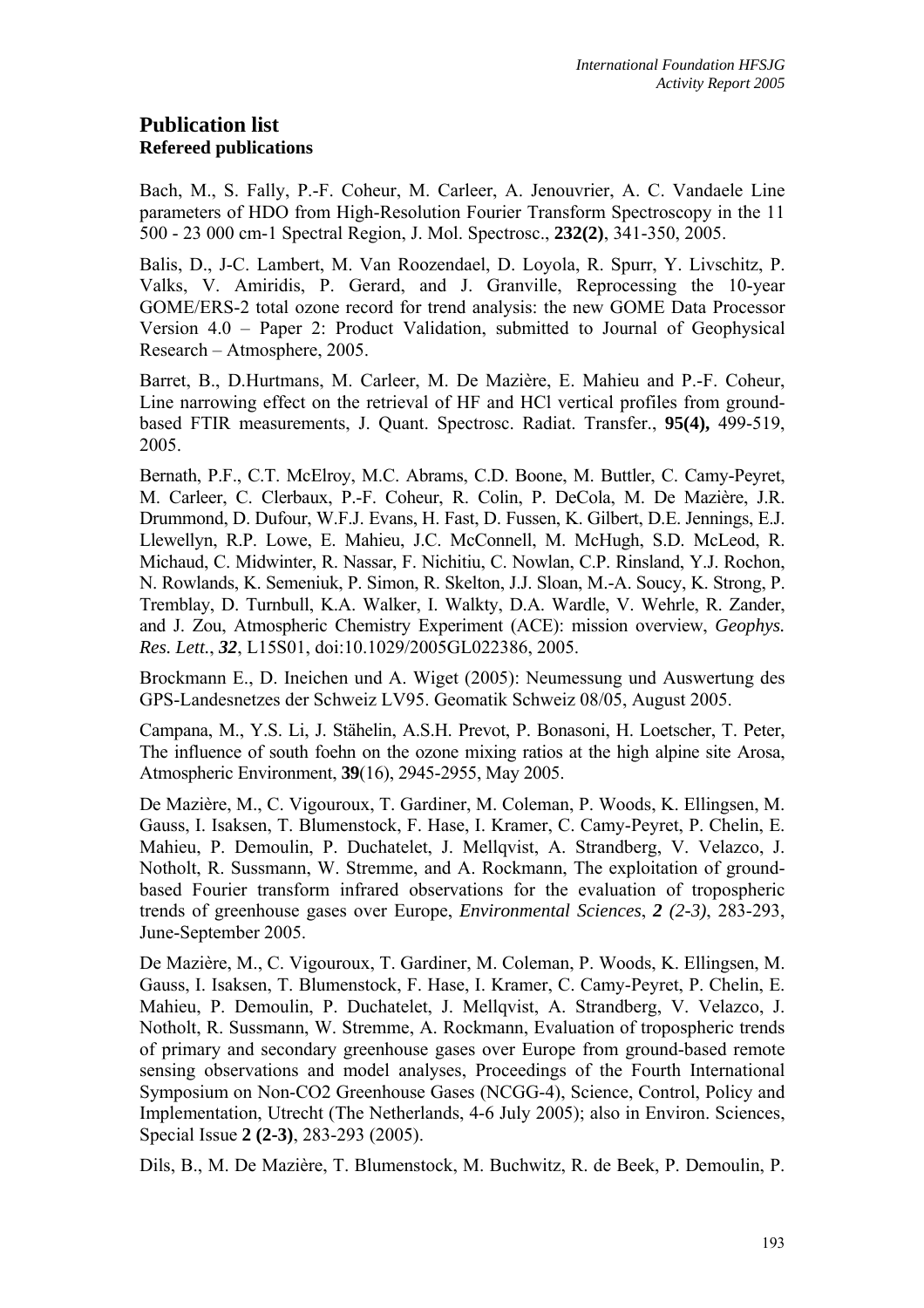## Publication list

### Refereed publications

Bach, M., S. Fally, P.-F. Coheur, M. Carleer, A. Jenouvrier, A. C. Vandaele Line parameters of HDO from High-Resolution Fourier Transform Spectroscopy in the 11 500 - 23 000 cm-1 Spectral Region, J. Mol. Spectrosc., **232(2)**, 341-350, 2005.

Balis, D., J-C. Lambert, M. Van Roozendael, D. Loyola, R. Spurr, Y. Livschitz, P. Valks, V. Amiridis, P. Gerard, and J. Granville, Reprocessing the 10-year GOME/ERS-2 total ozone record for trend analysis: the new GOME Data Processor Version 4.0 – Paper 2: Product Validation, submitted to Journal of Geophysical Research – Atmosphere, 2005.

Barret, B., D.Hurtmans, M. Carleer, M. De Mazière, E. Mahieu and P.-F. Coheur, Line narrowing effect on the retrieval of HF and HCl vertical profiles from ground-based FTIR measurements, J. Quant. Spectrosc. Radiat. Transfer., **95(4),** 499-519, 2005.

Bernath, P.F., C.T. McElroy, M.C. Abrams, C.D. Boone, M. Buttler, C. Camy-Peyret, M. Carleer, C. Clerbaux, P.-F. Coheur, R. Colin, P. DeCola, M. De Mazière, J.R. Drummond, D. Dufour, W.F.J. Evans, H. Fast, D. Fussen, K. Gilbert, D.E. Jennings, E.J. Llewellyn, R.P. Lowe, E. Mahieu, J.C. McConnell, M. McHugh, S.D. McLeod, R. Michaud, C. Midwinter, R. Nassar, F. Nichitiu, C. Nowlan, C.P. Rinsland, Y.J. Rochon, N. Rowlands, K. Semeniuk, P. Simon, R. Skelton, J.J. Sloan, M.-A. Soucy, K. Strong, P. Tremblay, D. Turnbull, K.A. Walker, I. Walkty, D.A. Wardle, V. Wehrle, R. Zander, and J. Zou, Atmospheric Chemistry Experiment (ACE): mission overview, *Geophys. Res. Lett.*, ***32***, L15S01, doi:10.1029/2005GL022386, 2005.

Brockmann E., D. Ineichen und A. Wiget (2005): Neumessung und Auswertung des GPS-Landesnetzes der Schweiz LV95. Geomatik Schweiz 08/05, August 2005.

Campana, M., Y.S. Li, J. Stähelin, A.S.H. Prevot, P. Bonasoni, H. Loetscher, T. Peter, The influence of south foehn on the ozone mixing ratios at the high alpine site Arosa, Atmospheric Environment, **39**(16), 2945-2955, May 2005.

De Mazière, M., C. Vigouroux, T. Gardiner, M. Coleman, P. Woods, K. Ellingsen, M. Gauss, I. Isaksen, T. Blumenstock, F. Hase, I. Kramer, C. Camy-Peyret, P. Chelin, E. Mahieu, P. Demoulin, P. Duchatelet, J. Mellqvist, A. Strandberg, V. Velazco, J. Notholt, R. Sussmann, W. Stremme, and A. Rockmann, The exploitation of ground-based Fourier transform infrared observations for the evaluation of tropospheric trends of greenhouse gases over Europe, *Environmental Sciences*, *2 (2-3)*, 283-293, June-September 2005.

De Mazière, M., C. Vigouroux, T. Gardiner, M. Coleman, P. Woods, K. Ellingsen, M. Gauss, I. Isaksen, T. Blumenstock, F. Hase, I. Kramer, C. Camy-Peyret, P. Chelin, E. Mahieu, P. Demoulin, P. Duchatelet, J. Mellqvist, A. Strandberg, V. Velazco, J. Notholt, R. Sussmann, W. Stremme, A. Rockmann, Evaluation of tropospheric trends of primary and secondary greenhouse gases over Europe from ground-based remote sensing observations and model analyses, Proceedings of the Fourth International Symposium on Non-CO2 Greenhouse Gases (NCGG-4), Science, Control, Policy and Implementation, Utrecht (The Netherlands, 4-6 July 2005); also in Environ. Sciences, Special Issue **2 (2-3)**, 283-293 (2005).

Dils, B., M. De Mazière, T. Blumenstock, M. Buchwitz, R. de Beek, P. Demoulin, P.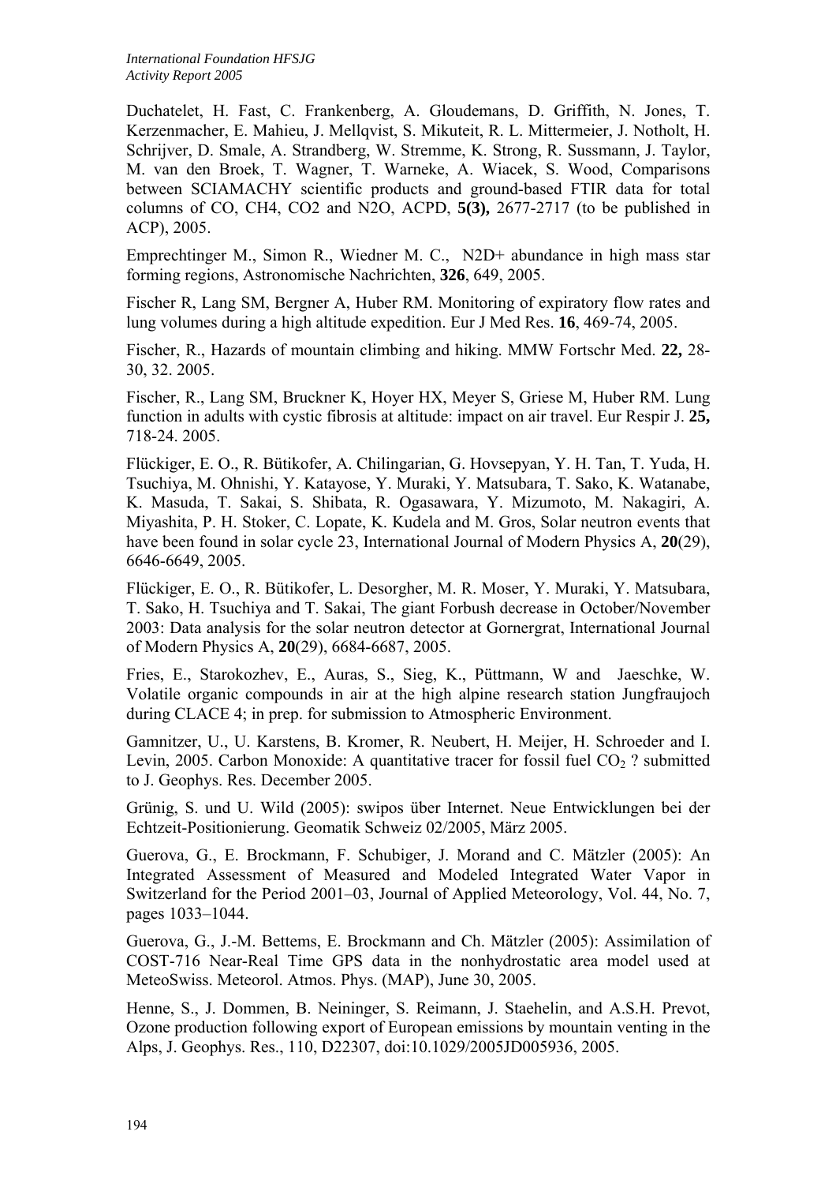Duchatelet, H. Fast, C. Frankenberg, A. Gloudemans, D. Griffith, N. Jones, T. Kerzenmacher, E. Mahieu, J. Mellqvist, S. Mikuteit, R. L. Mittermeier, J. Notholt, H. Schrijver, D. Smale, A. Strandberg, W. Stremme, K. Strong, R. Sussmann, J. Taylor, M. van den Broek, T. Wagner, T. Warneke, A. Wiacek, S. Wood, Comparisons between SCIAMACHY scientific products and ground-based FTIR data for total columns of CO, CH4, CO2 and N2O, ACPD, **5(3),** 2677-2717 (to be published in ACP), 2005.

Emprechtinger M., Simon R., Wiedner M. C., N2D+ abundance in high mass star forming regions, Astronomische Nachrichten, **326**, 649, 2005.

Fischer R, Lang SM, Bergner A, Huber RM. Monitoring of expiratory flow rates and lung volumes during a high altitude expedition. Eur J Med Res. **16**, 469-74, 2005.

Fischer, R., Hazards of mountain climbing and hiking. MMW Fortschr Med. **22,** 28-30, 32. 2005.

Fischer, R., Lang SM, Bruckner K, Hoyer HX, Meyer S, Griese M, Huber RM. Lung function in adults with cystic fibrosis at altitude: impact on air travel. Eur Respir J. **25,** 718-24. 2005.

Flückiger, E. O., R. Bütikofer, A. Chilingarian, G. Hovsepyan, Y. H. Tan, T. Yuda, H. Tsuchiya, M. Ohnishi, Y. Katayose, Y. Muraki, Y. Matsubara, T. Sako, K. Watanabe, K. Masuda, T. Sakai, S. Shibata, R. Ogasawara, Y. Mizumoto, M. Nakagiri, A. Miyashita, P. H. Stoker, C. Lopate, K. Kudela and M. Gros, Solar neutron events that have been found in solar cycle 23, International Journal of Modern Physics A, **20**(29), 6646-6649, 2005.

Flückiger, E. O., R. Bütikofer, L. Desorgher, M. R. Moser, Y. Muraki, Y. Matsubara, T. Sako, H. Tsuchiya and T. Sakai, The giant Forbush decrease in October/November 2003: Data analysis for the solar neutron detector at Gornergrat, International Journal of Modern Physics A, **20**(29), 6684-6687, 2005.

Fries, E., Starokozhev, E., Auras, S., Sieg, K., Püttmann, W and Jaeschke, W. Volatile organic compounds in air at the high alpine research station Jungfraujoch during CLACE 4; in prep. for submission to Atmospheric Environment.

Gamnitzer, U., U. Karstens, B. Kromer, R. Neubert, H. Meijer, H. Schroeder and I. Levin, 2005. Carbon Monoxide: A quantitative tracer for fossil fuel $CO_2$ ? submitted to J. Geophys. Res. December 2005.

Grünig, S. und U. Wild (2005): swipos über Internet. Neue Entwicklungen bei der Echtzeit-Positionierung. Geomatik Schweiz 02/2005, März 2005.

Guerova, G., E. Brockmann, F. Schubiger, J. Morand and C. Mätzler (2005): An Integrated Assessment of Measured and Modeled Integrated Water Vapor in Switzerland for the Period 2001–03, Journal of Applied Meteorology, Vol. 44, No. 7, pages 1033–1044.

Guerova, G., J.-M. Bettems, E. Brockmann and Ch. Mätzler (2005): Assimilation of COST-716 Near-Real Time GPS data in the nonhydrostatic area model used at MeteoSwiss. Meteorol. Atmos. Phys. (MAP), June 30, 2005.

Henne, S., J. Dommen, B. Neininger, S. Reimann, J. Staehelin, and A.S.H. Prevot, Ozone production following export of European emissions by mountain venting in the Alps, J. Geophys. Res., 110, D22307, doi:10.1029/2005JD005936, 2005.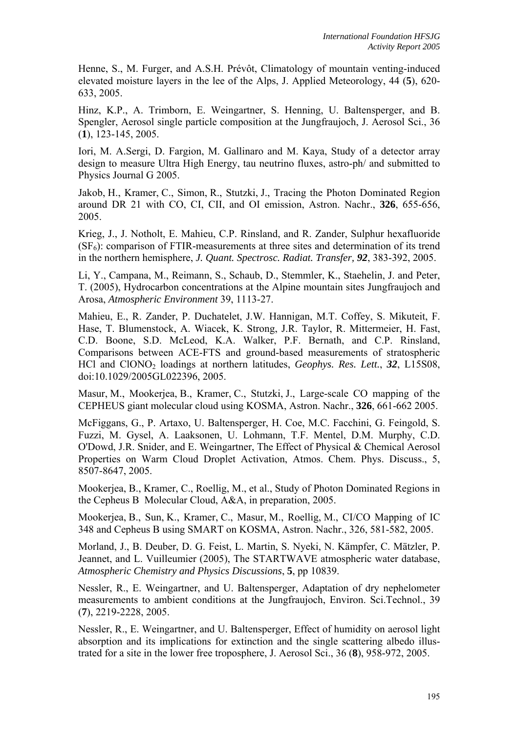Henne, S., M. Furger, and A.S.H. Prévôt, Climatology of mountain venting-induced elevated moisture layers in the lee of the Alps, J. Applied Meteorology, 44 (**5**), 620-633, 2005.

Hinz, K.P., A. Trimborn, E. Weingartner, S. Henning, U. Baltensperger, and B. Spengler, Aerosol single particle composition at the Jungfraujoch, J. Aerosol Sci., 36 (**1**), 123-145, 2005.

Iori, M. A.Sergi, D. Fargion, M. Gallinaro and M. Kaya, Study of a detector array design to measure Ultra High Energy, tau neutrino fluxes, astro-ph/ and submitted to Physics Journal G 2005.

Jakob, H., Kramer, C., Simon, R., Stutzki, J., Tracing the Photon Dominated Region around DR 21 with CO, CI, CII, and OI emission, Astron. Nachr., **326**, 655-656, 2005.

Krieg, J., J. Notholt, E. Mahieu, C.P. Rinsland, and R. Zander, Sulphur hexafluoride ($SF_6$): comparison of FTIR-measurements at three sites and determination of its trend in the northern hemisphere, *J. Quant. Spectrosc. Radiat. Transfer, **92***, 383-392, 2005.

Li, Y., Campana, M., Reimann, S., Schaub, D., Stemmler, K., Staehelin, J. and Peter, T. (2005), Hydrocarbon concentrations at the Alpine mountain sites Jungfraujoch and Arosa, *Atmospheric Environment* 39, 1113-27.

Mahieu, E., R. Zander, P. Duchatelet, J.W. Hannigan, M.T. Coffey, S. Mikuteit, F. Hase, T. Blumenstock, A. Wiacek, K. Strong, J.R. Taylor, R. Mittermeier, H. Fast, C.D. Boone, S.D. McLeod, K.A. Walker, P.F. Bernath, and C.P. Rinsland, Comparisons between ACE-FTS and ground-based measurements of stratospheric HCl and $ClONO_2$ loadings at northern latitudes, *Geophys. Res. Lett.*, ***32***, L15S08, doi:10.1029/2005GL022396, 2005.

Masur, M., Mookerjea, B., Kramer, C., Stutzki, J., Large-scale CO mapping of the CEPHEUS giant molecular cloud using KOSMA, Astron. Nachr., **326**, 661-662 2005.

McFiggans, G., P. Artaxo, U. Baltensperger, H. Coe, M.C. Facchini, G. Feingold, S. Fuzzi, M. Gysel, A. Laaksonen, U. Lohmann, T.F. Mentel, D.M. Murphy, C.D. O'Dowd, J.R. Snider, and E. Weingartner, The Effect of Physical & Chemical Aerosol Properties on Warm Cloud Droplet Activation, Atmos. Chem. Phys. Discuss., 5, 8507-8647, 2005.

Mookerjea, B., Kramer, C., Roellig, M., et al., Study of Photon Dominated Regions in the Cepheus B Molecular Cloud, A&A, in preparation, 2005.

Mookerjea, B., Sun, K., Kramer, C., Masur, M., Roellig, M., CI/CO Mapping of IC 348 and Cepheus B using SMART on KOSMA, Astron. Nachr., 326, 581-582, 2005.

Morland, J., B. Deuber, D. G. Feist, L. Martin, S. Nyeki, N. Kämpfer, C. Mätzler, P. Jeannet, and L. Vuilleumier (2005), The STARTWAVE atmospheric water database, *Atmospheric Chemistry and Physics Discussions*, **5**, pp 10839.

Nessler, R., E. Weingartner, and U. Baltensperger, Adaptation of dry nephelometer measurements to ambient conditions at the Jungfraujoch, Environ. Sci.Technol., 39 (**7**), 2219-2228, 2005.

Nessler, R., E. Weingartner, and U. Baltensperger, Effect of humidity on aerosol light absorption and its implications for extinction and the single scattering albedo illustrated for a site in the lower free troposphere, J. Aerosol Sci., 36 (**8**), 958-972, 2005.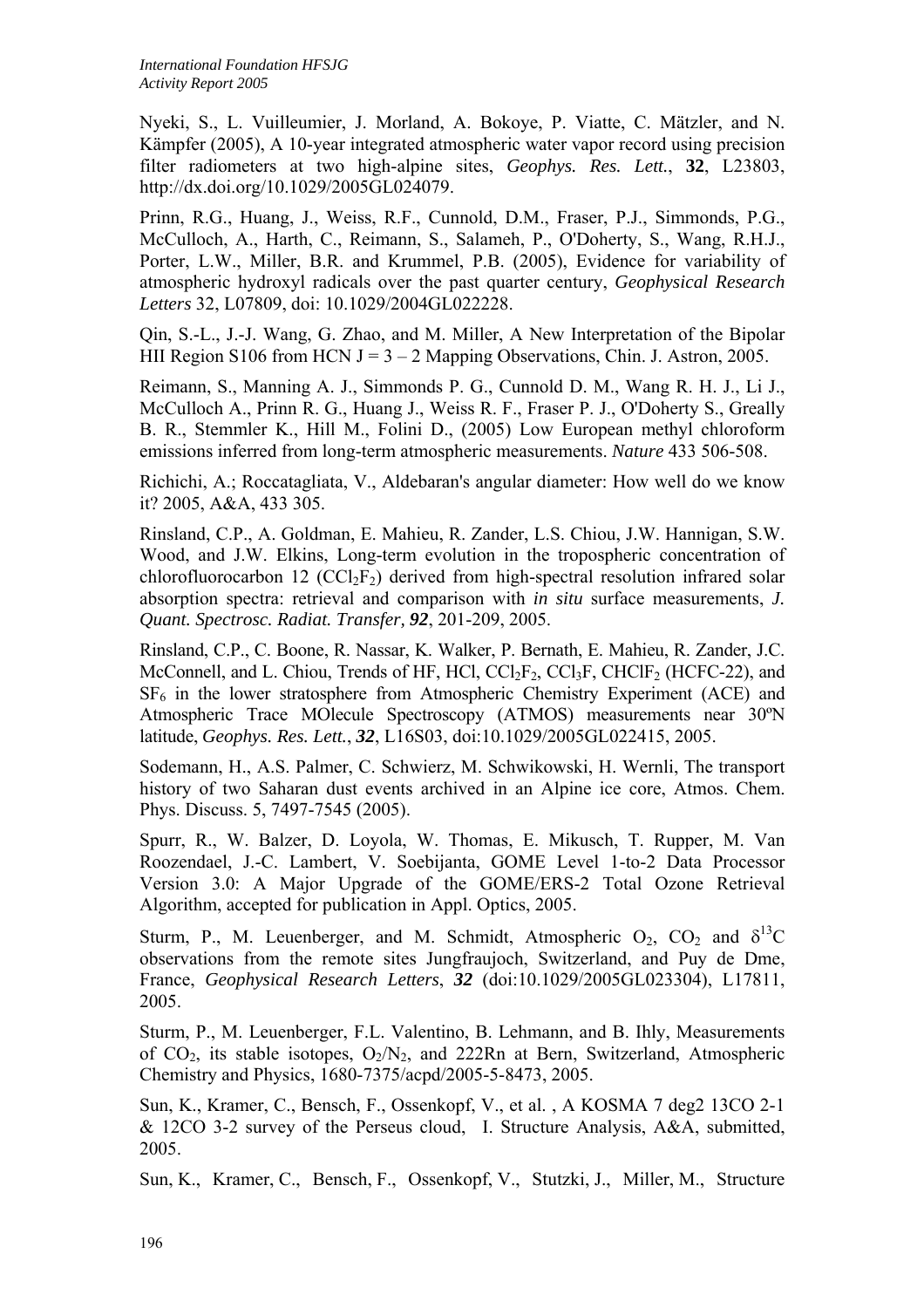Nyeki, S., L. Vuilleumier, J. Morland, A. Bokoye, P. Viatte, C. Mätzler, and N. Kämpfer (2005), A 10-year integrated atmospheric water vapor record using precision filter radiometers at two high-alpine sites, *Geophys. Res. Lett.*, **32**, L23803, http://dx.doi.org/10.1029/2005GL024079.

Prinn, R.G., Huang, J., Weiss, R.F., Cunnold, D.M., Fraser, P.J., Simmonds, P.G., McCulloch, A., Harth, C., Reimann, S., Salameh, P., O'Doherty, S., Wang, R.H.J., Porter, L.W., Miller, B.R. and Krummel, P.B. (2005), Evidence for variability of atmospheric hydroxyl radicals over the past quarter century, *Geophysical Research Letters* 32, L07809, doi: 10.1029/2004GL022228.

Qin, S.-L., J.-J. Wang, G. Zhao, and M. Miller, A New Interpretation of the Bipolar HII Region S106 from HCN J = 3 – 2 Mapping Observations, Chin. J. Astron, 2005.

Reimann, S., Manning A. J., Simmonds P. G., Cunnold D. M., Wang R. H. J., Li J., McCulloch A., Prinn R. G., Huang J., Weiss R. F., Fraser P. J., O'Doherty S., Greally B. R., Stemmler K., Hill M., Folini D., (2005) Low European methyl chloroform emissions inferred from long-term atmospheric measurements. *Nature* 433 506-508.

Richichi, A.; Roccatagliata, V., Aldebaran's angular diameter: How well do we know it? 2005, A&A, 433 305.

Rinsland, C.P., A. Goldman, E. Mahieu, R. Zander, L.S. Chiou, J.W. Hannigan, S.W. Wood, and J.W. Elkins, Long-term evolution in the tropospheric concentration of chlorofluorocarbon 12 ($CCl_2F_2$) derived from high-spectral resolution infrared solar absorption spectra: retrieval and comparison with *in situ* surface measurements, *J. Quant. Spectrosc. Radiat. Transfer, **92***, 201-209, 2005.

Rinsland, C.P., C. Boone, R. Nassar, K. Walker, P. Bernath, E. Mahieu, R. Zander, J.C. McConnell, and L. Chiou, Trends of HF, HCl, $CCl_2F_2$, $CCl_3F$, $CHClF_2$ (HCFC-22), and $SF_6$ in the lower stratosphere from Atmospheric Chemistry Experiment (ACE) and Atmospheric Trace MOlecule Spectroscopy (ATMOS) measurements near 30ºN latitude, *Geophys. Res. Lett.*, ***32***, L16S03, doi:10.1029/2005GL022415, 2005.

Sodemann, H., A.S. Palmer, C. Schwierz, M. Schwikowski, H. Wernli, The transport history of two Saharan dust events archived in an Alpine ice core, Atmos. Chem. Phys. Discuss. 5, 7497-7545 (2005).

Spurr, R., W. Balzer, D. Loyola, W. Thomas, E. Mikusch, T. Rupper, M. Van Roozendael, J.-C. Lambert, V. Soebijanta, GOME Level 1-to-2 Data Processor Version 3.0: A Major Upgrade of the GOME/ERS-2 Total Ozone Retrieval Algorithm, accepted for publication in Appl. Optics, 2005.

Sturm, P., M. Leuenberger, and M. Schmidt, Atmospheric $O_2$, $CO_2$ and $\delta^{13}C$ observations from the remote sites Jungfraujoch, Switzerland, and Puy de Dme, France, *Geophysical Research Letters*, ***32*** (doi:10.1029/2005GL023304), L17811, 2005.

Sturm, P., M. Leuenberger, F.L. Valentino, B. Lehmann, and B. Ihly, Measurements of $CO_2$, its stable isotopes, $O_2/N_2$, and 222Rn at Bern, Switzerland, Atmospheric Chemistry and Physics, 1680-7375/acpd/2005-5-8473, 2005.

Sun, K., Kramer, C., Bensch, F., Ossenkopf, V., et al. , A KOSMA 7 deg2 13CO 2-1 & 12CO 3-2 survey of the Perseus cloud, I. Structure Analysis, A&A, submitted, 2005.

Sun, K., Kramer, C., Bensch, F., Ossenkopf, V., Stutzki, J., Miller, M., Structure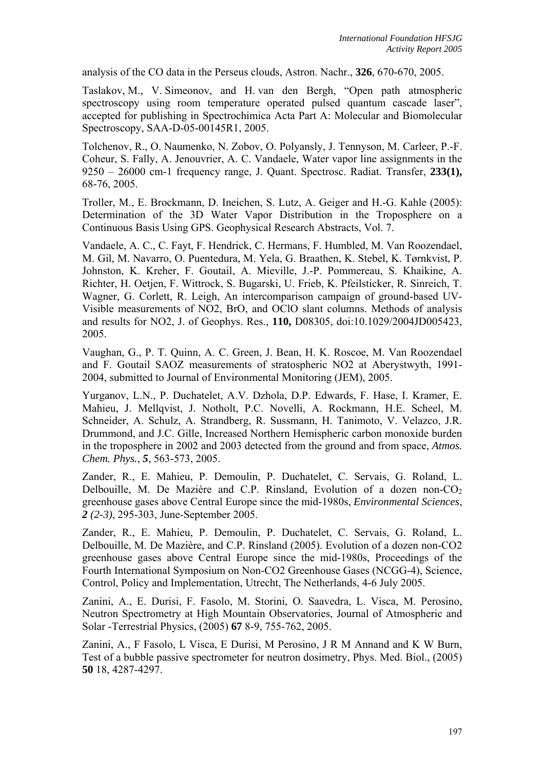analysis of the CO data in the Perseus clouds, Astron. Nachr., **326**, 670-670, 2005.

Taslakov, M., V. Simeonov, and H. van den Bergh, "Open path atmospheric spectroscopy using room temperature operated pulsed quantum cascade laser", accepted for publishing in Spectrochimica Acta Part A: Molecular and Biomolecular Spectroscopy, SAA-D-05-00145R1, 2005.

Tolchenov, R., O. Naumenko, N. Zobov, O. Polyansly, J. Tennyson, M. Carleer, P.-F. Coheur, S. Fally, A. Jenouvrier, A. C. Vandaele, Water vapor line assignments in the 9250 – 26000 cm-1 frequency range, J. Quant. Spectrosc. Radiat. Transfer, **233(1),** 68-76, 2005.

Troller, M., E. Brockmann, D. Ineichen, S. Lutz, A. Geiger and H.-G. Kahle (2005): Determination of the 3D Water Vapor Distribution in the Troposphere on a Continuous Basis Using GPS. Geophysical Research Abstracts, Vol. 7.

Vandaele, A. C., C. Fayt, F. Hendrick, C. Hermans, F. Humbled, M. Van Roozendael, M. Gil, M. Navarro, O. Puentedura, M. Yela, G. Braathen, K. Stebel, K. Tørnkvist, P. Johnston, K. Kreher, F. Goutail, A. Mieville, J.-P. Pommereau, S. Khaikine, A. Richter, H. Oetjen, F. Wittrock, S. Bugarski, U. Frieb, K. Pfeilsticker, R. Sinreich, T. Wagner, G. Corlett, R. Leigh, An intercomparison campaign of ground-based UV-Visible measurements of NO2, BrO, and OClO slant columns. Methods of analysis and results for NO2, J. of Geophys. Res., **110,** D08305, doi:10.1029/2004JD005423, 2005.

Vaughan, G., P. T. Quinn, A. C. Green, J. Bean, H. K. Roscoe, M. Van Roozendael and F. Goutail SAOZ measurements of stratospheric NO2 at Aberystwyth, 1991-2004, submitted to Journal of Environmental Monitoring (JEM), 2005.

Yurganov, L.N., P. Duchatelet, A.V. Dzhola, D.P. Edwards, F. Hase, I. Kramer, E. Mahieu, J. Mellqvist, J. Notholt, P.C. Novelli, A. Rockmann, H.E. Scheel, M. Schneider, A. Schulz, A. Strandberg, R. Sussmann, H. Tanimoto, V. Velazco, J.R. Drummond, and J.C. Gille, Increased Northern Hemispheric carbon monoxide burden in the troposphere in 2002 and 2003 detected from the ground and from space, *Atmos. Chem. Phys.*, ***5***, 563-573, 2005.

Zander, R., E. Mahieu, P. Demoulin, P. Duchatelet, C. Servais, G. Roland, L. Delbouille, M. De Mazière and C.P. Rinsland, Evolution of a dozen non-$CO_2$ greenhouse gases above Central Europe since the mid-1980s, *Environmental Sciences*, ***2*** *(2-3)*, 295-303, June-September 2005.

Zander, R., E. Mahieu, P. Demoulin, P. Duchatelet, C. Servais, G. Roland, L. Delbouille, M. De Mazière, and C.P. Rinsland (2005). Evolution of a dozen non-CO2 greenhouse gases above Central Europe since the mid-1980s, Proceedings of the Fourth International Symposium on Non-CO2 Greenhouse Gases (NCGG-4), Science, Control, Policy and Implementation, Utrecht, The Netherlands, 4-6 July 2005.

Zanini, A., E. Durisi, F. Fasolo, M. Storini, O. Saavedra, L. Visca, M. Perosino, Neutron Spectrometry at High Mountain Observatories, Journal of Atmospheric and Solar -Terrestrial Physics, (2005) **67** 8-9, 755-762, 2005.

Zanini, A., F Fasolo, L Visca, E Durisi, M Perosino, J R M Annand and K W Burn, Test of a bubble passive spectrometer for neutron dosimetry, Phys. Med. Biol., (2005) **50** 18, 4287-4297.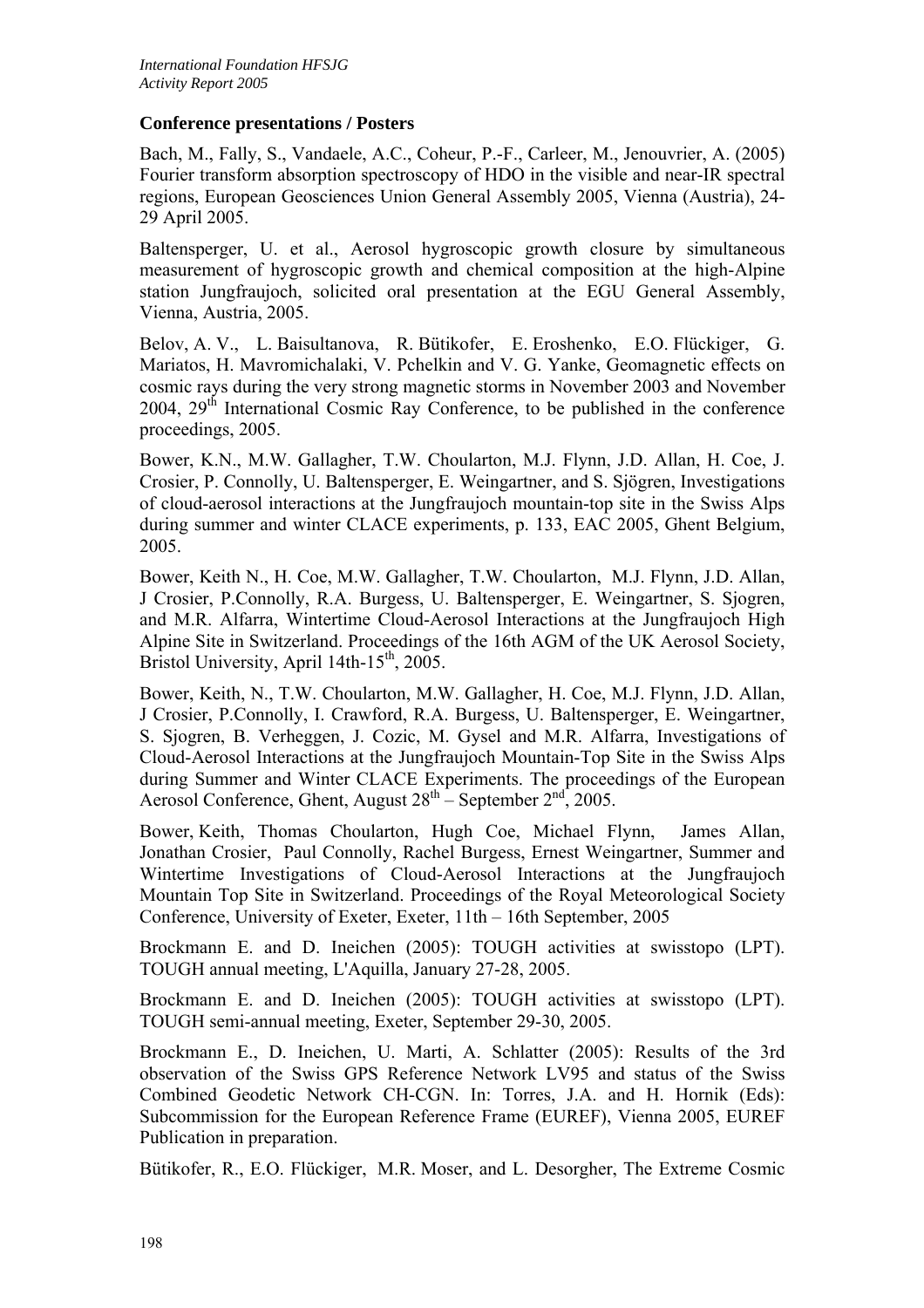### Conference presentations / Posters

Bach, M., Fally, S., Vandaele, A.C., Coheur, P.-F., Carleer, M., Jenouvrier, A. (2005) Fourier transform absorption spectroscopy of HDO in the visible and near-IR spectral regions, European Geosciences Union General Assembly 2005, Vienna (Austria), 24-29 April 2005.

Baltensperger, U. et al., Aerosol hygroscopic growth closure by simultaneous measurement of hygroscopic growth and chemical composition at the high-Alpine station Jungfraujoch, solicited oral presentation at the EGU General Assembly, Vienna, Austria, 2005.

Belov, A. V., L. Baisultanova, R. Bütikofer, E. Eroshenko, E.O. Flückiger, G. Mariatos, H. Mavromichalaki, V. Pchelkin and V. G. Yanke, Geomagnetic effects on cosmic rays during the very strong magnetic storms in November 2003 and November 2004, 29th International Cosmic Ray Conference, to be published in the conference proceedings, 2005.

Bower, K.N., M.W. Gallagher, T.W. Choularton, M.J. Flynn, J.D. Allan, H. Coe, J. Crosier, P. Connolly, U. Baltensperger, E. Weingartner, and S. Sjögren, Investigations of cloud-aerosol interactions at the Jungfraujoch mountain-top site in the Swiss Alps during summer and winter CLACE experiments, p. 133, EAC 2005, Ghent Belgium, 2005.

Bower, Keith N., H. Coe, M.W. Gallagher, T.W. Choularton, M.J. Flynn, J.D. Allan, J Crosier, P.Connolly, R.A. Burgess, U. Baltensperger, E. Weingartner, S. Sjogren, and M.R. Alfarra, Wintertime Cloud-Aerosol Interactions at the Jungfraujoch High Alpine Site in Switzerland. Proceedings of the 16th AGM of the UK Aerosol Society, Bristol University, April 14th-15th, 2005.

Bower, Keith, N., T.W. Choularton, M.W. Gallagher, H. Coe, M.J. Flynn, J.D. Allan, J Crosier, P.Connolly, I. Crawford, R.A. Burgess, U. Baltensperger, E. Weingartner, S. Sjogren, B. Verheggen, J. Cozic, M. Gysel and M.R. Alfarra, Investigations of Cloud-Aerosol Interactions at the Jungfraujoch Mountain-Top Site in the Swiss Alps during Summer and Winter CLACE Experiments. The proceedings of the European Aerosol Conference, Ghent, August 28th – September 2nd, 2005.

Bower, Keith, Thomas Choularton, Hugh Coe, Michael Flynn, James Allan, Jonathan Crosier, Paul Connolly, Rachel Burgess, Ernest Weingartner, Summer and Wintertime Investigations of Cloud-Aerosol Interactions at the Jungfraujoch Mountain Top Site in Switzerland. Proceedings of the Royal Meteorological Society Conference, University of Exeter, Exeter, 11th – 16th September, 2005

Brockmann E. and D. Ineichen (2005): TOUGH activities at swisstopo (LPT). TOUGH annual meeting, L'Aquilla, January 27-28, 2005.

Brockmann E. and D. Ineichen (2005): TOUGH activities at swisstopo (LPT). TOUGH semi-annual meeting, Exeter, September 29-30, 2005.

Brockmann E., D. Ineichen, U. Marti, A. Schlatter (2005): Results of the 3rd observation of the Swiss GPS Reference Network LV95 and status of the Swiss Combined Geodetic Network CH-CGN. In: Torres, J.A. and H. Hornik (Eds): Subcommission for the European Reference Frame (EUREF), Vienna 2005, EUREF Publication in preparation.

Bütikofer, R., E.O. Flückiger, M.R. Moser, and L. Desorgher, The Extreme Cosmic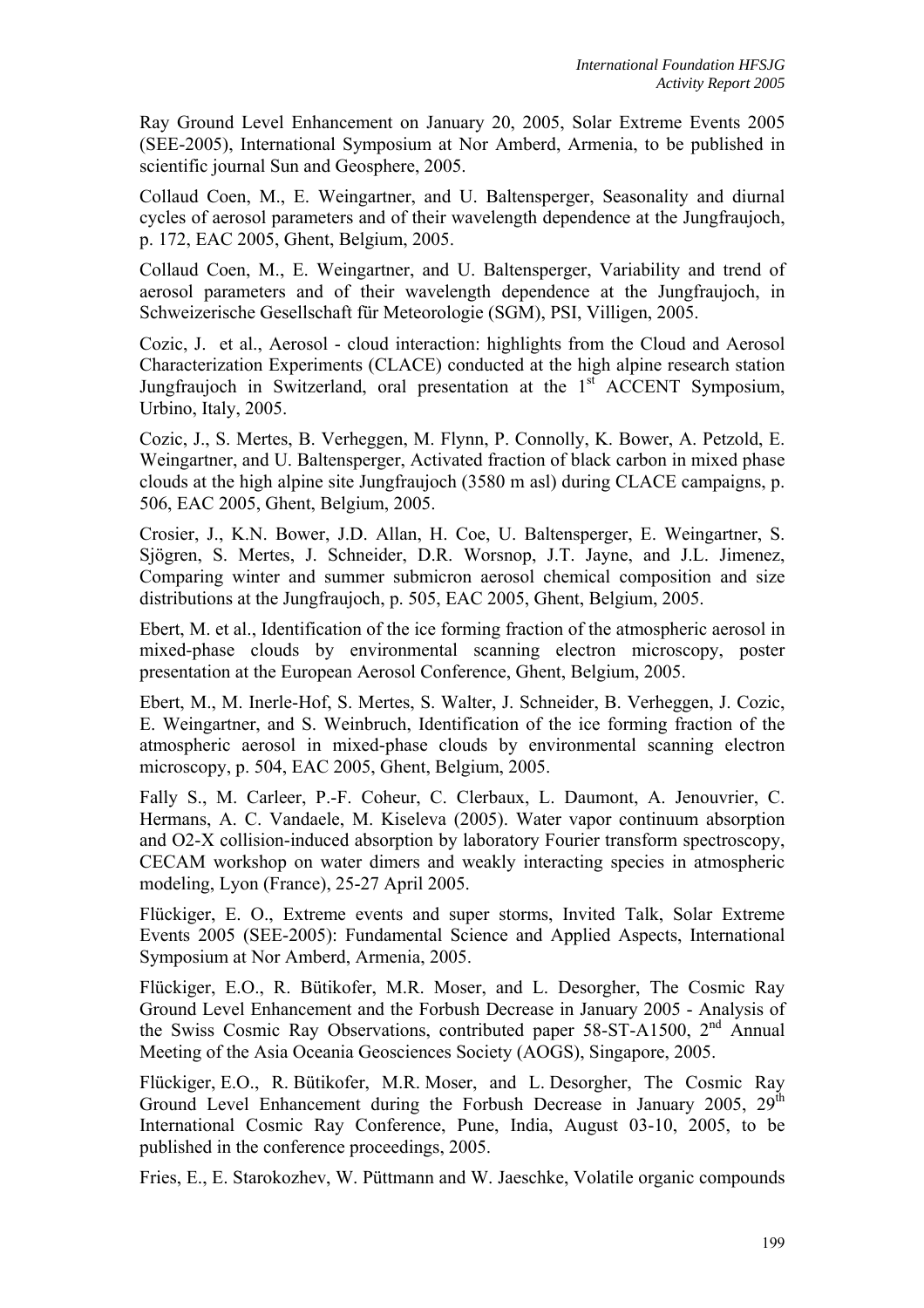Ray Ground Level Enhancement on January 20, 2005, Solar Extreme Events 2005 (SEE-2005), International Symposium at Nor Amberd, Armenia, to be published in scientific journal Sun and Geosphere, 2005.

Collaud Coen, M., E. Weingartner, and U. Baltensperger, Seasonality and diurnal cycles of aerosol parameters and of their wavelength dependence at the Jungfraujoch, p. 172, EAC 2005, Ghent, Belgium, 2005.

Collaud Coen, M., E. Weingartner, and U. Baltensperger, Variability and trend of aerosol parameters and of their wavelength dependence at the Jungfraujoch, in Schweizerische Gesellschaft für Meteorologie (SGM), PSI, Villigen, 2005.

Cozic, J. et al., Aerosol - cloud interaction: highlights from the Cloud and Aerosol Characterization Experiments (CLACE) conducted at the high alpine research station Jungfraujoch in Switzerland, oral presentation at the 1st ACCENT Symposium, Urbino, Italy, 2005.

Cozic, J., S. Mertes, B. Verheggen, M. Flynn, P. Connolly, K. Bower, A. Petzold, E. Weingartner, and U. Baltensperger, Activated fraction of black carbon in mixed phase clouds at the high alpine site Jungfraujoch (3580 m asl) during CLACE campaigns, p. 506, EAC 2005, Ghent, Belgium, 2005.

Crosier, J., K.N. Bower, J.D. Allan, H. Coe, U. Baltensperger, E. Weingartner, S. Sjögren, S. Mertes, J. Schneider, D.R. Worsnop, J.T. Jayne, and J.L. Jimenez, Comparing winter and summer submicron aerosol chemical composition and size distributions at the Jungfraujoch, p. 505, EAC 2005, Ghent, Belgium, 2005.

Ebert, M. et al., Identification of the ice forming fraction of the atmospheric aerosol in mixed-phase clouds by environmental scanning electron microscopy, poster presentation at the European Aerosol Conference, Ghent, Belgium, 2005.

Ebert, M., M. Inerle-Hof, S. Mertes, S. Walter, J. Schneider, B. Verheggen, J. Cozic, E. Weingartner, and S. Weinbruch, Identification of the ice forming fraction of the atmospheric aerosol in mixed-phase clouds by environmental scanning electron microscopy, p. 504, EAC 2005, Ghent, Belgium, 2005.

Fally S., M. Carleer, P.-F. Coheur, C. Clerbaux, L. Daumont, A. Jenouvrier, C. Hermans, A. C. Vandaele, M. Kiseleva (2005). Water vapor continuum absorption and O2-X collision-induced absorption by laboratory Fourier transform spectroscopy, CECAM workshop on water dimers and weakly interacting species in atmospheric modeling, Lyon (France), 25-27 April 2005.

Flückiger, E. O., Extreme events and super storms, Invited Talk, Solar Extreme Events 2005 (SEE-2005): Fundamental Science and Applied Aspects, International Symposium at Nor Amberd, Armenia, 2005.

Flückiger, E.O., R. Bütikofer, M.R. Moser, and L. Desorgher, The Cosmic Ray Ground Level Enhancement and the Forbush Decrease in January 2005 - Analysis of the Swiss Cosmic Ray Observations, contributed paper 58-ST-A1500, 2nd Annual Meeting of the Asia Oceania Geosciences Society (AOGS), Singapore, 2005.

Flückiger, E.O., R. Bütikofer, M.R. Moser, and L. Desorgher, The Cosmic Ray Ground Level Enhancement during the Forbush Decrease in January 2005, 29th International Cosmic Ray Conference, Pune, India, August 03-10, 2005, to be published in the conference proceedings, 2005.

Fries, E., E. Starokozhev, W. Püttmann and W. Jaeschke, Volatile organic compounds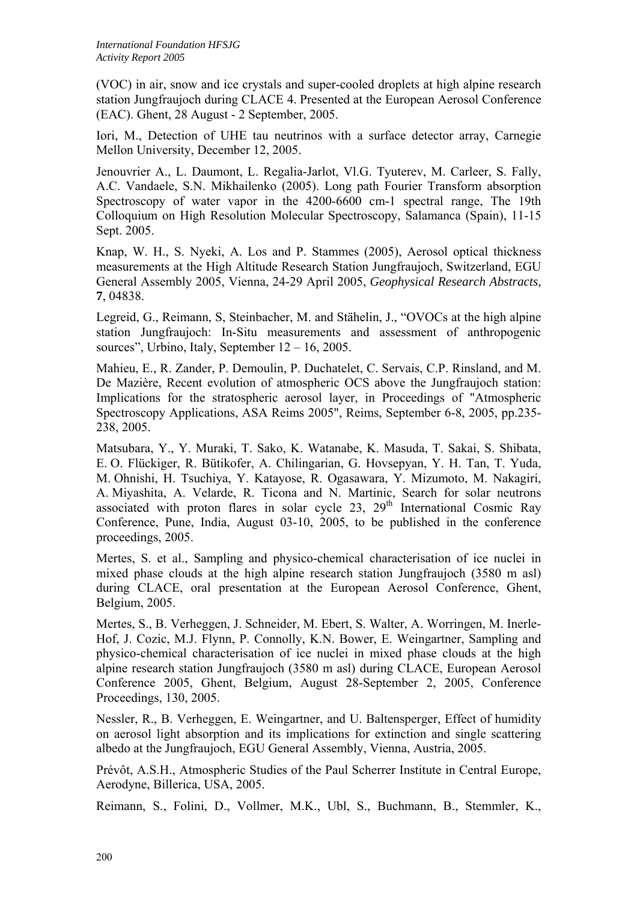(VOC) in air, snow and ice crystals and super-cooled droplets at high alpine research station Jungfraujoch during CLACE 4. Presented at the European Aerosol Conference (EAC). Ghent, 28 August - 2 September, 2005.

Iori, M., Detection of UHE tau neutrinos with a surface detector array, Carnegie Mellon University, December 12, 2005.

Jenouvrier A., L. Daumont, L. Regalia-Jarlot, Vl.G. Tyuterev, M. Carleer, S. Fally, A.C. Vandaele, S.N. Mikhailenko (2005). Long path Fourier Transform absorption Spectroscopy of water vapor in the 4200-6600 cm-1 spectral range, The 19th Colloquium on High Resolution Molecular Spectroscopy, Salamanca (Spain), 11-15 Sept. 2005.

Knap, W. H., S. Nyeki, A. Los and P. Stammes (2005), Aerosol optical thickness measurements at the High Altitude Research Station Jungfraujoch, Switzerland, EGU General Assembly 2005, Vienna, 24-29 April 2005, *Geophysical Research Abstracts*, **7**, 04838.

Legreid, G., Reimann, S, Steinbacher, M. and Stähelin, J., "OVOCs at the high alpine station Jungfraujoch: In-Situ measurements and assessment of anthropogenic sources", Urbino, Italy, September 12 – 16, 2005.

Mahieu, E., R. Zander, P. Demoulin, P. Duchatelet, C. Servais, C.P. Rinsland, and M. De Mazière, Recent evolution of atmospheric OCS above the Jungfraujoch station: Implications for the stratospheric aerosol layer, in Proceedings of "Atmospheric Spectroscopy Applications, ASA Reims 2005", Reims, September 6-8, 2005, pp.235-238, 2005.

Matsubara, Y., Y. Muraki, T. Sako, K. Watanabe, K. Masuda, T. Sakai, S. Shibata, E. O. Flückiger, R. Bütikofer, A. Chilingarian, G. Hovsepyan, Y. H. Tan, T. Yuda, M. Ohnishi, H. Tsuchiya, Y. Katayose, R. Ogasawara, Y. Mizumoto, M. Nakagiri, A. Miyashita, A. Velarde, R. Ticona and N. Martinic, Search for solar neutrons associated with proton flares in solar cycle 23, 29th International Cosmic Ray Conference, Pune, India, August 03-10, 2005, to be published in the conference proceedings, 2005.

Mertes, S. et al., Sampling and physico-chemical characterisation of ice nuclei in mixed phase clouds at the high alpine research station Jungfraujoch (3580 m asl) during CLACE, oral presentation at the European Aerosol Conference, Ghent, Belgium, 2005.

Mertes, S., B. Verheggen, J. Schneider, M. Ebert, S. Walter, A. Worringen, M. Inerle-Hof, J. Cozic, M.J. Flynn, P. Connolly, K.N. Bower, E. Weingartner, Sampling and physico-chemical characterisation of ice nuclei in mixed phase clouds at the high alpine research station Jungfraujoch (3580 m asl) during CLACE, European Aerosol Conference 2005, Ghent, Belgium, August 28-September 2, 2005, Conference Proceedings, 130, 2005.

Nessler, R., B. Verheggen, E. Weingartner, and U. Baltensperger, Effect of humidity on aerosol light absorption and its implications for extinction and single scattering albedo at the Jungfraujoch, EGU General Assembly, Vienna, Austria, 2005.

Prévôt, A.S.H., Atmospheric Studies of the Paul Scherrer Institute in Central Europe, Aerodyne, Billerica, USA, 2005.

Reimann, S., Folini, D., Vollmer, M.K., Ubl, S., Buchmann, B., Stemmler, K.,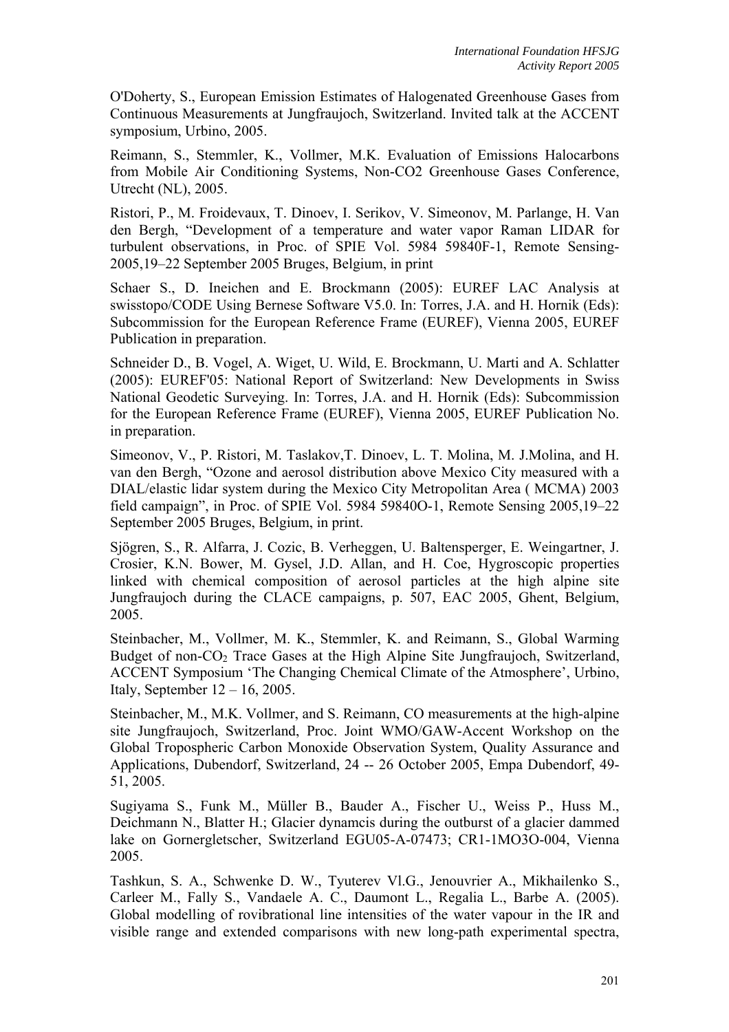O'Doherty, S., European Emission Estimates of Halogenated Greenhouse Gases from Continuous Measurements at Jungfraujoch, Switzerland. Invited talk at the ACCENT symposium, Urbino, 2005.

Reimann, S., Stemmler, K., Vollmer, M.K. Evaluation of Emissions Halocarbons from Mobile Air Conditioning Systems, Non-CO2 Greenhouse Gases Conference, Utrecht (NL), 2005.

Ristori, P., M. Froidevaux, T. Dinoev, I. Serikov, V. Simeonov, M. Parlange, H. Van den Bergh, "Development of a temperature and water vapor Raman LIDAR for turbulent observations, in Proc. of SPIE Vol. 5984 59840F-1, Remote Sensing-2005,19–22 September 2005 Bruges, Belgium, in print

Schaer S., D. Ineichen and E. Brockmann (2005): EUREF LAC Analysis at swisstopo/CODE Using Bernese Software V5.0. In: Torres, J.A. and H. Hornik (Eds): Subcommission for the European Reference Frame (EUREF), Vienna 2005, EUREF Publication in preparation.

Schneider D., B. Vogel, A. Wiget, U. Wild, E. Brockmann, U. Marti and A. Schlatter (2005): EUREF'05: National Report of Switzerland: New Developments in Swiss National Geodetic Surveying. In: Torres, J.A. and H. Hornik (Eds): Subcommission for the European Reference Frame (EUREF), Vienna 2005, EUREF Publication No. in preparation.

Simeonov, V., P. Ristori, M. Taslakov,T. Dinoev, L. T. Molina, M. J.Molina, and H. van den Bergh, "Ozone and aerosol distribution above Mexico City measured with a DIAL/elastic lidar system during the Mexico City Metropolitan Area ( MCMA) 2003 field campaign", in Proc. of SPIE Vol. 5984 59840O-1, Remote Sensing 2005,19–22 September 2005 Bruges, Belgium, in print.

Sjögren, S., R. Alfarra, J. Cozic, B. Verheggen, U. Baltensperger, E. Weingartner, J. Crosier, K.N. Bower, M. Gysel, J.D. Allan, and H. Coe, Hygroscopic properties linked with chemical composition of aerosol particles at the high alpine site Jungfraujoch during the CLACE campaigns, p. 507, EAC 2005, Ghent, Belgium, 2005.

Steinbacher, M., Vollmer, M. K., Stemmler, K. and Reimann, S., Global Warming Budget of non-$CO_2$ Trace Gases at the High Alpine Site Jungfraujoch, Switzerland, ACCENT Symposium 'The Changing Chemical Climate of the Atmosphere', Urbino, Italy, September 12 – 16, 2005.

Steinbacher, M., M.K. Vollmer, and S. Reimann, CO measurements at the high-alpine site Jungfraujoch, Switzerland, Proc. Joint WMO/GAW-Accent Workshop on the Global Tropospheric Carbon Monoxide Observation System, Quality Assurance and Applications, Dubendorf, Switzerland, 24 -- 26 October 2005, Empa Dubendorf, 49-51, 2005.

Sugiyama S., Funk M., Müller B., Bauder A., Fischer U., Weiss P., Huss M., Deichmann N., Blatter H.; Glacier dynamcis during the outburst of a glacier dammed lake on Gornergletscher, Switzerland EGU05-A-07473; CR1-1MO3O-004, Vienna 2005.

Tashkun, S. A., Schwenke D. W., Tyuterev Vl.G., Jenouvrier A., Mikhailenko S., Carleer M., Fally S., Vandaele A. C., Daumont L., Regalia L., Barbe A. (2005). Global modelling of rovibrational line intensities of the water vapour in the IR and visible range and extended comparisons with new long-path experimental spectra,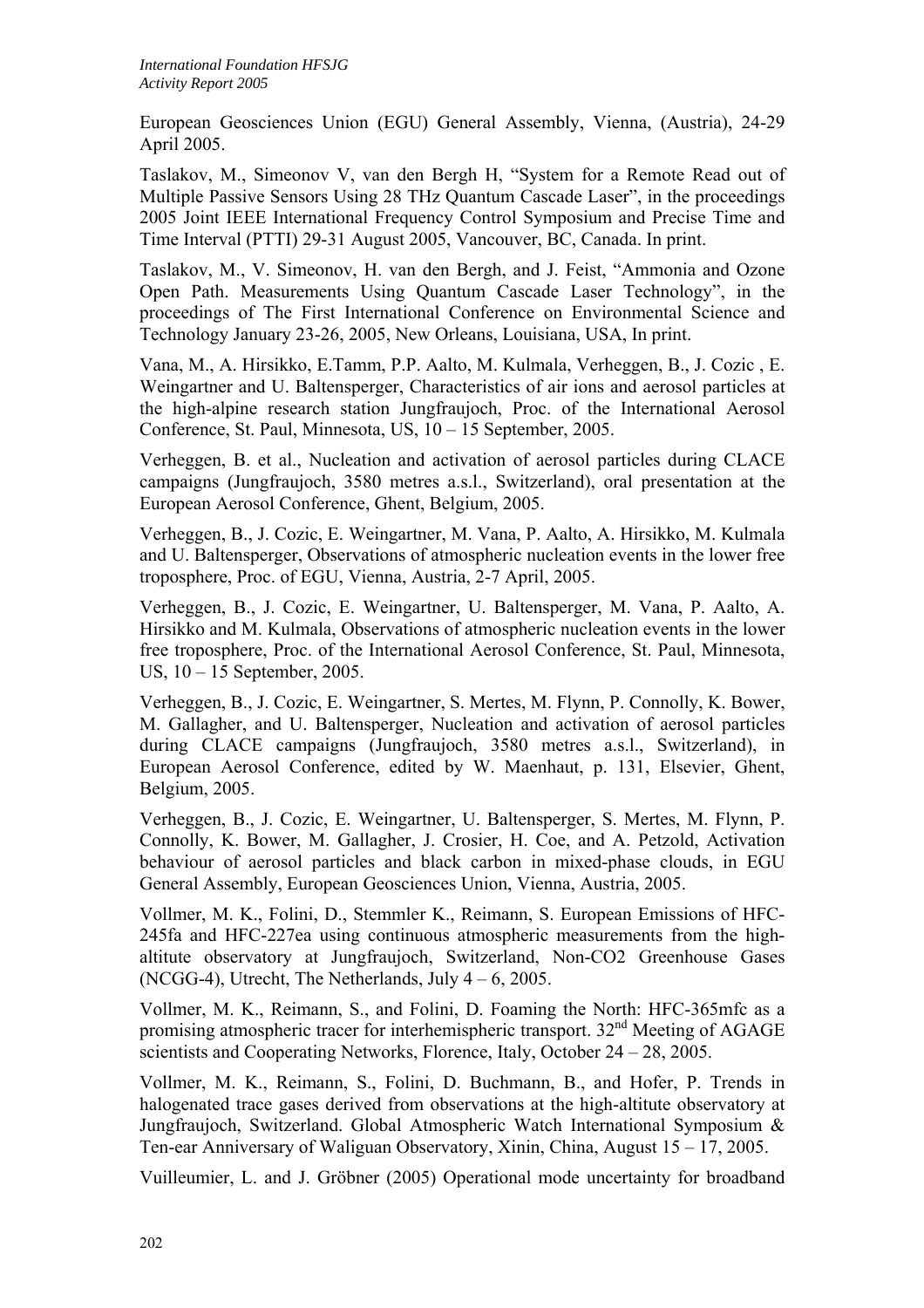European Geosciences Union (EGU) General Assembly, Vienna, (Austria), 24-29 April 2005.

Taslakov, M., Simeonov V, van den Bergh H, "System for a Remote Read out of Multiple Passive Sensors Using 28 THz Quantum Cascade Laser", in the proceedings 2005 Joint IEEE International Frequency Control Symposium and Precise Time and Time Interval (PTTI) 29-31 August 2005, Vancouver, BC, Canada. In print.

Taslakov, M., V. Simeonov, H. van den Bergh, and J. Feist, "Ammonia and Ozone Open Path. Measurements Using Quantum Cascade Laser Technology", in the proceedings of The First International Conference on Environmental Science and Technology January 23-26, 2005, New Orleans, Louisiana, USA, In print.

Vana, M., A. Hirsikko, E.Tamm, P.P. Aalto, M. Kulmala, Verheggen, B., J. Cozic , E. Weingartner and U. Baltensperger, Characteristics of air ions and aerosol particles at the high-alpine research station Jungfraujoch, Proc. of the International Aerosol Conference, St. Paul, Minnesota, US, 10 – 15 September, 2005.

Verheggen, B. et al., Nucleation and activation of aerosol particles during CLACE campaigns (Jungfraujoch, 3580 metres a.s.l., Switzerland), oral presentation at the European Aerosol Conference, Ghent, Belgium, 2005.

Verheggen, B., J. Cozic, E. Weingartner, M. Vana, P. Aalto, A. Hirsikko, M. Kulmala and U. Baltensperger, Observations of atmospheric nucleation events in the lower free troposphere, Proc. of EGU, Vienna, Austria, 2-7 April, 2005.

Verheggen, B., J. Cozic, E. Weingartner, U. Baltensperger, M. Vana, P. Aalto, A. Hirsikko and M. Kulmala, Observations of atmospheric nucleation events in the lower free troposphere, Proc. of the International Aerosol Conference, St. Paul, Minnesota, US, 10 – 15 September, 2005.

Verheggen, B., J. Cozic, E. Weingartner, S. Mertes, M. Flynn, P. Connolly, K. Bower, M. Gallagher, and U. Baltensperger, Nucleation and activation of aerosol particles during CLACE campaigns (Jungfraujoch, 3580 metres a.s.l., Switzerland), in European Aerosol Conference, edited by W. Maenhaut, p. 131, Elsevier, Ghent, Belgium, 2005.

Verheggen, B., J. Cozic, E. Weingartner, U. Baltensperger, S. Mertes, M. Flynn, P. Connolly, K. Bower, M. Gallagher, J. Crosier, H. Coe, and A. Petzold, Activation behaviour of aerosol particles and black carbon in mixed-phase clouds, in EGU General Assembly, European Geosciences Union, Vienna, Austria, 2005.

Vollmer, M. K., Folini, D., Stemmler K., Reimann, S. European Emissions of HFC-245fa and HFC-227ea using continuous atmospheric measurements from the high-altitute observatory at Jungfraujoch, Switzerland, Non-CO2 Greenhouse Gases (NCGG-4), Utrecht, The Netherlands, July 4 – 6, 2005.

Vollmer, M. K., Reimann, S., and Folini, D. Foaming the North: HFC-365mfc as a promising atmospheric tracer for interhemispheric transport. 32nd Meeting of AGAGE scientists and Cooperating Networks, Florence, Italy, October 24 – 28, 2005.

Vollmer, M. K., Reimann, S., Folini, D. Buchmann, B., and Hofer, P. Trends in halogenated trace gases derived from observations at the high-altitute observatory at Jungfraujoch, Switzerland. Global Atmospheric Watch International Symposium & Ten-ear Anniversary of Waliguan Observatory, Xinin, China, August 15 – 17, 2005.

Vuilleumier, L. and J. Gröbner (2005) Operational mode uncertainty for broadband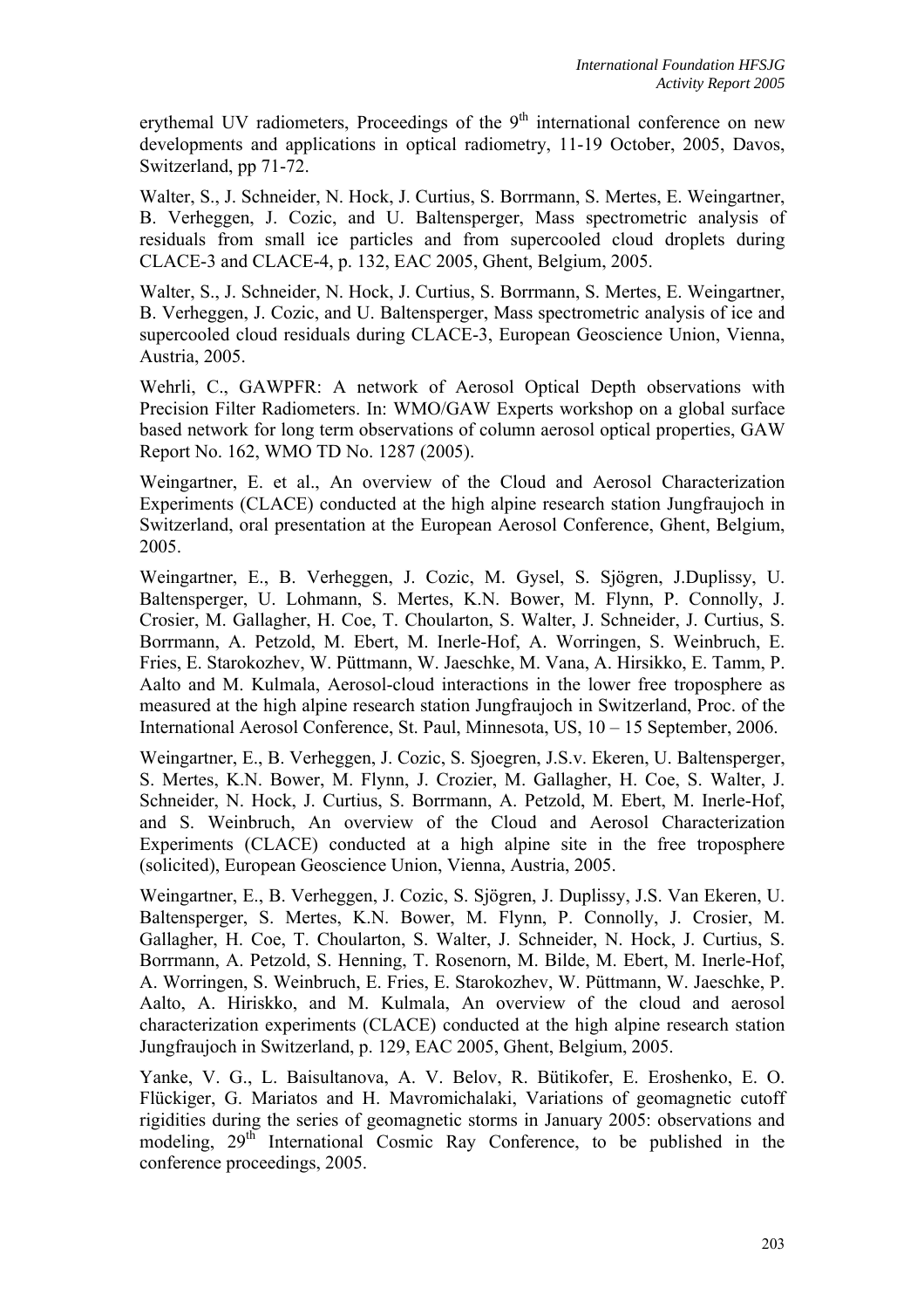erythemal UV radiometers, Proceedings of the 9th international conference on new developments and applications in optical radiometry, 11-19 October, 2005, Davos, Switzerland, pp 71-72.

Walter, S., J. Schneider, N. Hock, J. Curtius, S. Borrmann, S. Mertes, E. Weingartner, B. Verheggen, J. Cozic, and U. Baltensperger, Mass spectrometric analysis of residuals from small ice particles and from supercooled cloud droplets during CLACE-3 and CLACE-4, p. 132, EAC 2005, Ghent, Belgium, 2005.

Walter, S., J. Schneider, N. Hock, J. Curtius, S. Borrmann, S. Mertes, E. Weingartner, B. Verheggen, J. Cozic, and U. Baltensperger, Mass spectrometric analysis of ice and supercooled cloud residuals during CLACE-3, European Geoscience Union, Vienna, Austria, 2005.

Wehrli, C., GAWPFR: A network of Aerosol Optical Depth observations with Precision Filter Radiometers. In: WMO/GAW Experts workshop on a global surface based network for long term observations of column aerosol optical properties, GAW Report No. 162, WMO TD No. 1287 (2005).

Weingartner, E. et al., An overview of the Cloud and Aerosol Characterization Experiments (CLACE) conducted at the high alpine research station Jungfraujoch in Switzerland, oral presentation at the European Aerosol Conference, Ghent, Belgium, 2005.

Weingartner, E., B. Verheggen, J. Cozic, M. Gysel, S. Sjögren, J.Duplissy, U. Baltensperger, U. Lohmann, S. Mertes, K.N. Bower, M. Flynn, P. Connolly, J. Crosier, M. Gallagher, H. Coe, T. Choularton, S. Walter, J. Schneider, J. Curtius, S. Borrmann, A. Petzold, M. Ebert, M. Inerle-Hof, A. Worringen, S. Weinbruch, E. Fries, E. Starokozhev, W. Püttmann, W. Jaeschke, M. Vana, A. Hirsikko, E. Tamm, P. Aalto and M. Kulmala, Aerosol-cloud interactions in the lower free troposphere as measured at the high alpine research station Jungfraujoch in Switzerland, Proc. of the International Aerosol Conference, St. Paul, Minnesota, US, 10 – 15 September, 2006.

Weingartner, E., B. Verheggen, J. Cozic, S. Sjoegren, J.S.v. Ekeren, U. Baltensperger, S. Mertes, K.N. Bower, M. Flynn, J. Crozier, M. Gallagher, H. Coe, S. Walter, J. Schneider, N. Hock, J. Curtius, S. Borrmann, A. Petzold, M. Ebert, M. Inerle-Hof, and S. Weinbruch, An overview of the Cloud and Aerosol Characterization Experiments (CLACE) conducted at a high alpine site in the free troposphere (solicited), European Geoscience Union, Vienna, Austria, 2005.

Weingartner, E., B. Verheggen, J. Cozic, S. Sjögren, J. Duplissy, J.S. Van Ekeren, U. Baltensperger, S. Mertes, K.N. Bower, M. Flynn, P. Connolly, J. Crosier, M. Gallagher, H. Coe, T. Choularton, S. Walter, J. Schneider, N. Hock, J. Curtius, S. Borrmann, A. Petzold, S. Henning, T. Rosenorn, M. Bilde, M. Ebert, M. Inerle-Hof, A. Worringen, S. Weinbruch, E. Fries, E. Starokozhev, W. Püttmann, W. Jaeschke, P. Aalto, A. Hiriskko, and M. Kulmala, An overview of the cloud and aerosol characterization experiments (CLACE) conducted at the high alpine research station Jungfraujoch in Switzerland, p. 129, EAC 2005, Ghent, Belgium, 2005.

Yanke, V. G., L. Baisultanova, A. V. Belov, R. Bütikofer, E. Eroshenko, E. O. Flückiger, G. Mariatos and H. Mavromichalaki, Variations of geomagnetic cutoff rigidities during the series of geomagnetic storms in January 2005: observations and modeling, 29th International Cosmic Ray Conference, to be published in the conference proceedings, 2005.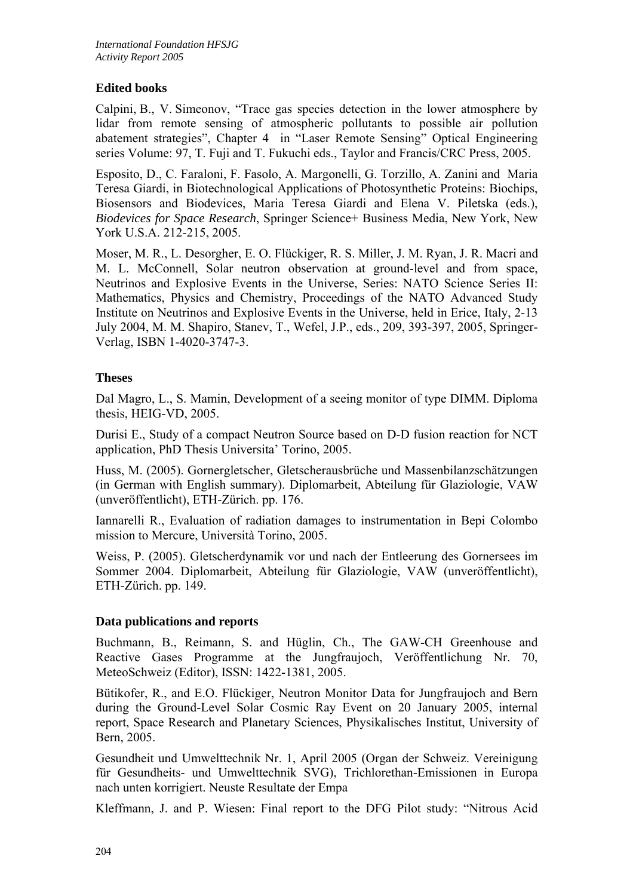## Edited books

Calpini, B., V. Simeonov, "Trace gas species detection in the lower atmosphere by lidar from remote sensing of atmospheric pollutants to possible air pollution abatement strategies", Chapter 4 in "Laser Remote Sensing" Optical Engineering series Volume: 97, T. Fuji and T. Fukuchi eds., Taylor and Francis/CRC Press, 2005.

Esposito, D., C. Faraloni, F. Fasolo, A. Margonelli, G. Torzillo, A. Zanini and Maria Teresa Giardi, in Biotechnological Applications of Photosynthetic Proteins: Biochips, Biosensors and Biodevices, Maria Teresa Giardi and Elena V. Piletska (eds.), *Biodevices for Space Research*, Springer Science+ Business Media, New York, New York U.S.A. 212-215, 2005.

Moser, M. R., L. Desorgher, E. O. Flückiger, R. S. Miller, J. M. Ryan, J. R. Macri and M. L. McConnell, Solar neutron observation at ground-level and from space, Neutrinos and Explosive Events in the Universe, Series: NATO Science Series II: Mathematics, Physics and Chemistry, Proceedings of the NATO Advanced Study Institute on Neutrinos and Explosive Events in the Universe, held in Erice, Italy, 2-13 July 2004, M. M. Shapiro, Stanev, T., Wefel, J.P., eds., 209, 393-397, 2005, Springer-Verlag, ISBN 1-4020-3747-3.

## Theses

Dal Magro, L., S. Mamin, Development of a seeing monitor of type DIMM. Diploma thesis, HEIG-VD, 2005.

Durisi E., Study of a compact Neutron Source based on D-D fusion reaction for NCT application, PhD Thesis Universita' Torino, 2005.

Huss, M. (2005). Gornergletscher, Gletscherausbrüche und Massenbilanzschätzungen (in German with English summary). Diplomarbeit, Abteilung für Glaziologie, VAW (unveröffentlicht), ETH-Zürich. pp. 176.

Iannarelli R., Evaluation of radiation damages to instrumentation in Bepi Colombo mission to Mercure, Università Torino, 2005.

Weiss, P. (2005). Gletscherdynamik vor und nach der Entleerung des Gornersees im Sommer 2004. Diplomarbeit, Abteilung für Glaziologie, VAW (unveröffentlicht), ETH-Zürich. pp. 149.

## Data publications and reports

Buchmann, B., Reimann, S. and Hüglin, Ch., The GAW-CH Greenhouse and Reactive Gases Programme at the Jungfraujoch, Veröffentlichung Nr. 70, MeteoSchweiz (Editor), ISSN: 1422-1381, 2005.

Bütikofer, R., and E.O. Flückiger, Neutron Monitor Data for Jungfraujoch and Bern during the Ground-Level Solar Cosmic Ray Event on 20 January 2005, internal report, Space Research and Planetary Sciences, Physikalisches Institut, University of Bern, 2005.

Gesundheit und Umwelttechnik Nr. 1, April 2005 (Organ der Schweiz. Vereinigung für Gesundheits- und Umwelttechnik SVG), Trichlorethan-Emissionen in Europa nach unten korrigiert. Neuste Resultate der Empa

Kleffmann, J. and P. Wiesen: Final report to the DFG Pilot study: "Nitrous Acid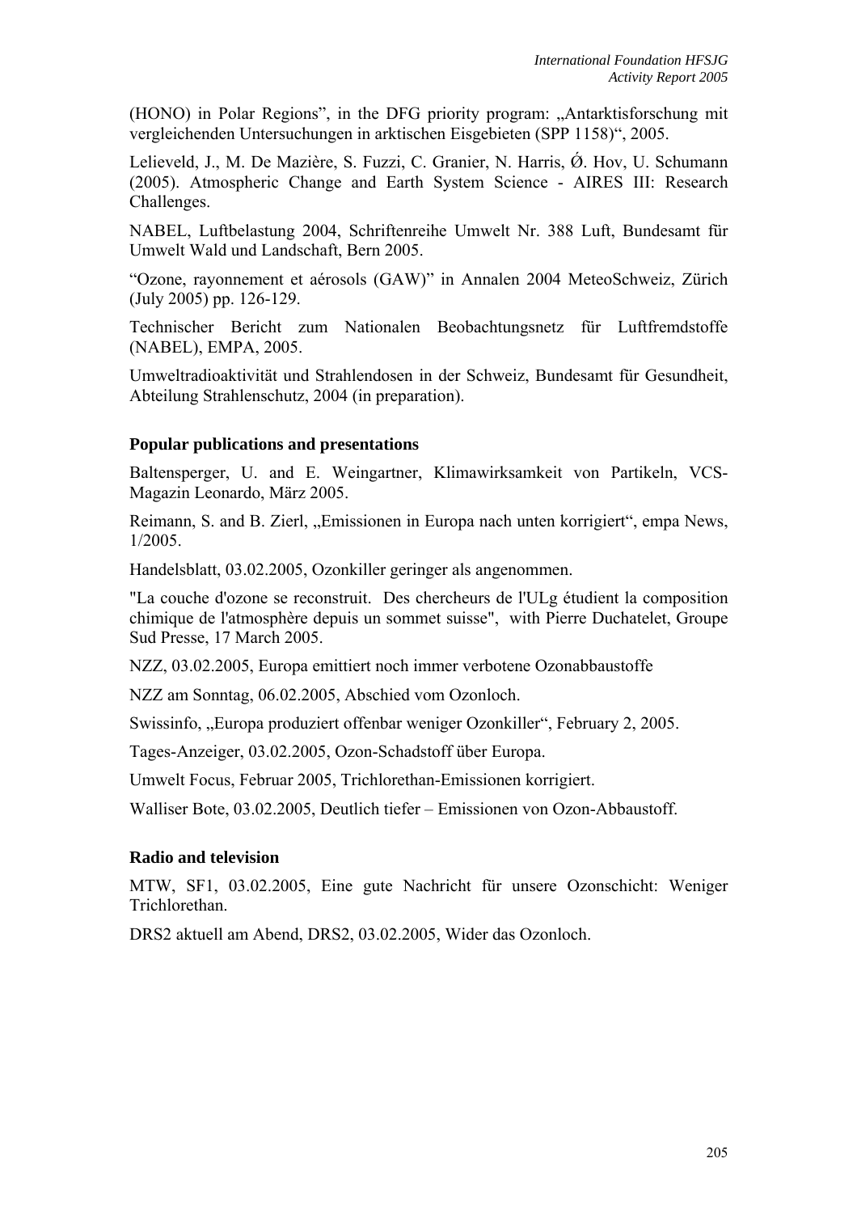(HONO) in Polar Regions", in the DFG priority program: „Antarktisforschung mit vergleichenden Untersuchungen in arktischen Eisgebieten (SPP 1158)", 2005.

Lelieveld, J., M. De Mazière, S. Fuzzi, C. Granier, N. Harris, Ǿ. Hov, U. Schumann (2005). Atmospheric Change and Earth System Science - AIRES III: Research Challenges.

NABEL, Luftbelastung 2004, Schriftenreihe Umwelt Nr. 388 Luft, Bundesamt für Umwelt Wald und Landschaft, Bern 2005.

"Ozone, rayonnement et aérosols (GAW)" in Annalen 2004 MeteoSchweiz, Zürich (July 2005) pp. 126-129.

Technischer Bericht zum Nationalen Beobachtungsnetz für Luftfremdstoffe (NABEL), EMPA, 2005.

Umweltradioaktivität und Strahlendosen in der Schweiz, Bundesamt für Gesundheit, Abteilung Strahlenschutz, 2004 (in preparation).

### Popular publications and presentations

Baltensperger, U. and E. Weingartner, Klimawirksamkeit von Partikeln, VCS-Magazin Leonardo, März 2005.

Reimann, S. and B. Zierl, „Emissionen in Europa nach unten korrigiert", empa News, 1/2005.

Handelsblatt, 03.02.2005, Ozonkiller geringer als angenommen.

"La couche d'ozone se reconstruit. Des chercheurs de l'ULg étudient la composition chimique de l'atmosphère depuis un sommet suisse", with Pierre Duchatelet, Groupe Sud Presse, 17 March 2005.

NZZ, 03.02.2005, Europa emittiert noch immer verbotene Ozonabbaustoffe

NZZ am Sonntag, 06.02.2005, Abschied vom Ozonloch.

Swissinfo, „Europa produziert offenbar weniger Ozonkiller", February 2, 2005.

Tages-Anzeiger, 03.02.2005, Ozon-Schadstoff über Europa.

Umwelt Focus, Februar 2005, Trichlorethan-Emissionen korrigiert.

Walliser Bote, 03.02.2005, Deutlich tiefer – Emissionen von Ozon-Abbaustoff.

### Radio and television

MTW, SF1, 03.02.2005, Eine gute Nachricht für unsere Ozonschicht: Weniger Trichlorethan.

DRS2 aktuell am Abend, DRS2, 03.02.2005, Wider das Ozonloch.